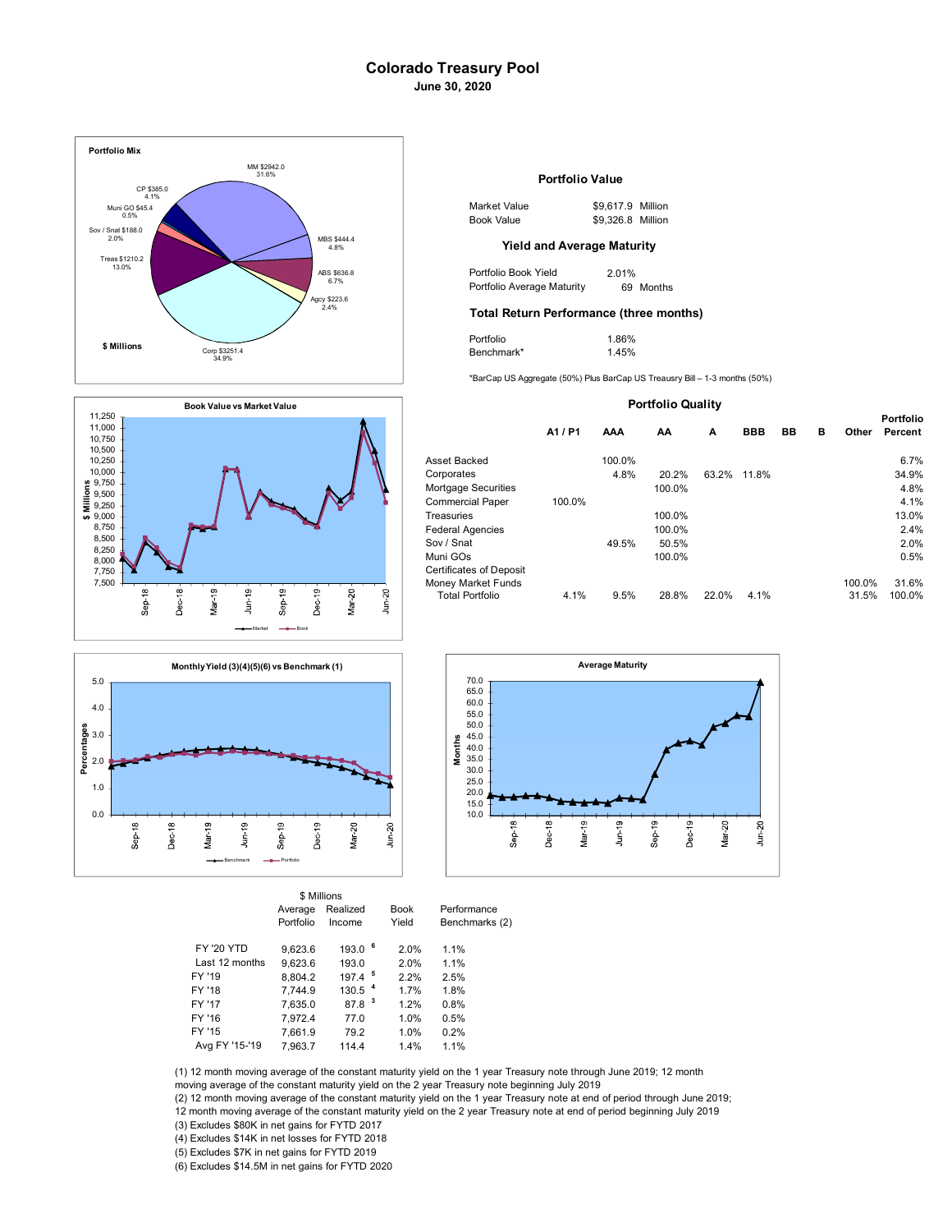# Colorado Treasury Pool

**June 30, 2020**

**Portfolio Mix**

$ Millions

- MM $2942.0 — 31.6%
- MBS $444.4 — 4.8%
- ABS $636.8 — 6.7%
- Agcy $223.6 — 2.4%
- Corp $3251.4 — 34.9%
- Treas $1210.2 — 13.0%
- Sov / Snat $188.0 — 2.0%
- Muni GO $45.4 — 0.5%
- CP $385.0 — 4.1%

## Portfolio Value

| | |
|---|---|
| Market Value | $9,617.9 Million |
| Book Value | $9,326.8 Million |

### Yield and Average Maturity

| | |
|---|---|
| Portfolio Book Yield | 2.01% |
| Portfolio Average Maturity | 69 Months |

### Total Return Performance (three months)

| | |
|---|---|
| Portfolio | 1.86% |
| Benchmark* | 1.45% |

*BarCap US Aggregate (50%) Plus BarCap US Treausry Bill – 1-3 months (50%)

**Book Value vs Market Value**

## Portfolio Quality

| | A1 / P1 | AAA | AA | A | BBB | BB | B | Other | Portfolio Percent |
|---|---|---|---|---|---|---|---|---|---|
| Asset Backed | | 100.0% | | | | | | | 6.7% |
| Corporates | | 4.8% | 20.2% | 63.2% | 11.8% | | | | 34.9% |
| Mortgage Securities | | | 100.0% | | | | | | 4.8% |
| Commercial Paper | 100.0% | | | | | | | | 4.1% |
| Treasuries | | | 100.0% | | | | | | 13.0% |
| Federal Agencies | | | 100.0% | | | | | | 2.4% |
| Sov / Snat | | 49.5% | 50.5% | | | | | | 2.0% |
| Muni GOs | | | 100.0% | | | | | | 0.5% |
| Certificates of Deposit | | | | | | | | | |
| Money Market Funds | | | | | | | | 100.0% | 31.6% |
| Total Portfolio | 4.1% | 9.5% | 28.8% | 22.0% | 4.1% | | | 31.5% | 100.0% |

**Monthly Yield (3)(4)(5)(6) vs Benchmark (1)**

**Average Maturity**

| | $ Millions Average Portfolio | Realized Income | Book Yield | Performance Benchmarks (2) |
|---|---|---|---|---|
| FY '20 YTD | 9,623.6 | 193.0 [6] | 2.0% | 1.1% |
| Last 12 months | 9,623.6 | 193.0 | 2.0% | 1.1% |
| FY '19 | 8,804.2 | 197.4 [5] | 2.2% | 2.5% |
| FY '18 | 7,744.9 | 130.5 [4] | 1.7% | 1.8% |
| FY '17 | 7,635.0 | 87.8 [3] | 1.2% | 0.8% |
| FY '16 | 7,972.4 | 77.0 | 1.0% | 0.5% |
| FY '15 | 7,661.9 | 79.2 | 1.0% | 0.2% |
| Avg FY '15-'19 | 7,963.7 | 114.4 | 1.4% | 1.1% |

(1) 12 month moving average of the constant maturity yield on the 1 year Treasury note through June 2019; 12 month moving average of the constant maturity yield on the 2 year Treasury note beginning July 2019

(2) 12 month moving average of the constant maturity yield on the 1 year Treasury note at end of period through June 2019; 12 month moving average of the constant maturity yield on the 2 year Treasury note at end of period beginning July 2019

(3) Excludes $80K in net gains for FYTD 2017

(4) Excludes $14K in net losses for FYTD 2018

(5) Excludes $7K in net gains for FYTD 2019

(6) Excludes $14.5M in net gains for FYTD 2020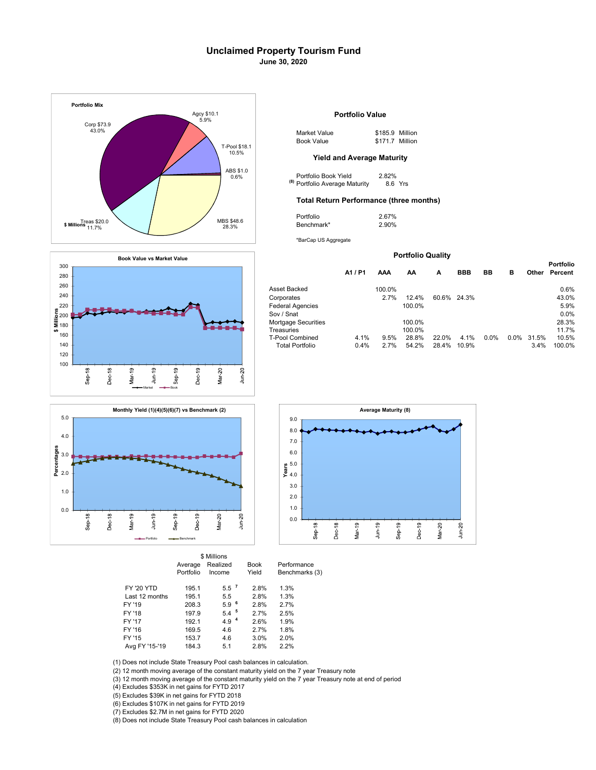# Unclaimed Property Tourism Fund

**June 30, 2020**

**Portfolio Mix**

Corp $73.9
43.0%

Agcy $10.1
5.9%

T-Pool $18.1
10.5%

ABS $1.0
0.6%

MBS $48.6
28.3%

Treas $20.0
11.7%

$ Millions

## Portfolio Value

| | |
|---|---|
| Market Value | $185.9 Million |
| Book Value | $171.7 Million |

### Yield and Average Maturity

| | |
|---|---|
| Portfolio Book Yield | 2.82% |
| (8) Portfolio Average Maturity | 8.6 Yrs |

### Total Return Performance (three months)

| | |
|---|---|
| Portfolio | 2.67% |
| Benchmark* | 2.90% |

*BarCap US Aggregate

**Book Value vs Market Value**

300
280
260
240
220
200
180
160
140
120
100

$ Millions

Sep-18 Dec-18 Mar-19 Jun-19 Sep-19 Dec-19 Mar-20 Jun-20

Market Book

### Portfolio Quality

| | A1 / P1 | AAA | AA | A | BBB | BB | B | Other | Portfolio Percent |
|---|---|---|---|---|---|---|---|---|---|
| Asset Backed | | 100.0% | | | | | | | 0.6% |
| Corporates | | 2.7% | 12.4% | 60.6% | 24.3% | | | | 43.0% |
| Federal Agencies | | | 100.0% | | | | | | 5.9% |
| Sov / Snat | | | | | | | | | 0.0% |
| Mortgage Securities | | | 100.0% | | | | | | 28.3% |
| Treasuries | | | 100.0% | | | | | | 11.7% |
| T-Pool Combined | 4.1% | 9.5% | 28.8% | 22.0% | 4.1% | 0.0% | 0.0% | 31.5% | 10.5% |
| Total Portfolio | 0.4% | 2.7% | 54.2% | 28.4% | 10.9% | | | 3.4% | 100.0% |

**Monthly Yield (1)(4)(5)(6)(7) vs Benchmark (2)**

5.0
4.0
3.0
2.0
1.0
0.0

Percentages

Sep-18 Dec-18 Mar-19 Jun-19 Sep-19 Dec-19 Mar-20 Jun-20

Portfolio Benchmark

**Average Maturity (8)**

9.0
8.0
7.0
6.0
5.0
4.0
3.0
2.0
1.0
0.0

Years

Sep-18 Dec-18 Mar-19 Jun-19 Sep-19 Dec-19 Mar-20 Jun-20

| | Average Portfolio | $ Millions Realized Income | Book Yield | Performance Benchmarks (3) |
|---|---|---|---|---|
| FY '20 YTD | 195.1 | 5.5 [7] | 2.8% | 1.3% |
| Last 12 months | 195.1 | 5.5 | 2.8% | 1.3% |
| FY '19 | 208.3 | 5.9 [6] | 2.8% | 2.7% |
| FY '18 | 197.9 | 5.4 [5] | 2.7% | 2.5% |
| FY '17 | 192.1 | 4.9 [4] | 2.6% | 1.9% |
| FY '16 | 169.5 | 4.6 | 2.7% | 1.8% |
| FY '15 | 153.7 | 4.6 | 3.0% | 2.0% |
| Avg FY '15-'19 | 184.3 | 5.1 | 2.8% | 2.2% |

(1) Does not include State Treasury Pool cash balances in calculation.
(2) 12 month moving average of the constant maturity yield on the 7 year Treasury note
(3) 12 month moving average of the constant maturity yield on the 7 year Treasury note at end of period
(4) Excludes $353K in net gains for FYTD 2017
(5) Excludes $39K in net gains for FYTD 2018
(6) Excludes $107K in net gains for FYTD 2019
(7) Excludes $2.7M in net gains for FYTD 2020
(8) Does not include State Treasury Pool cash balances in calculation